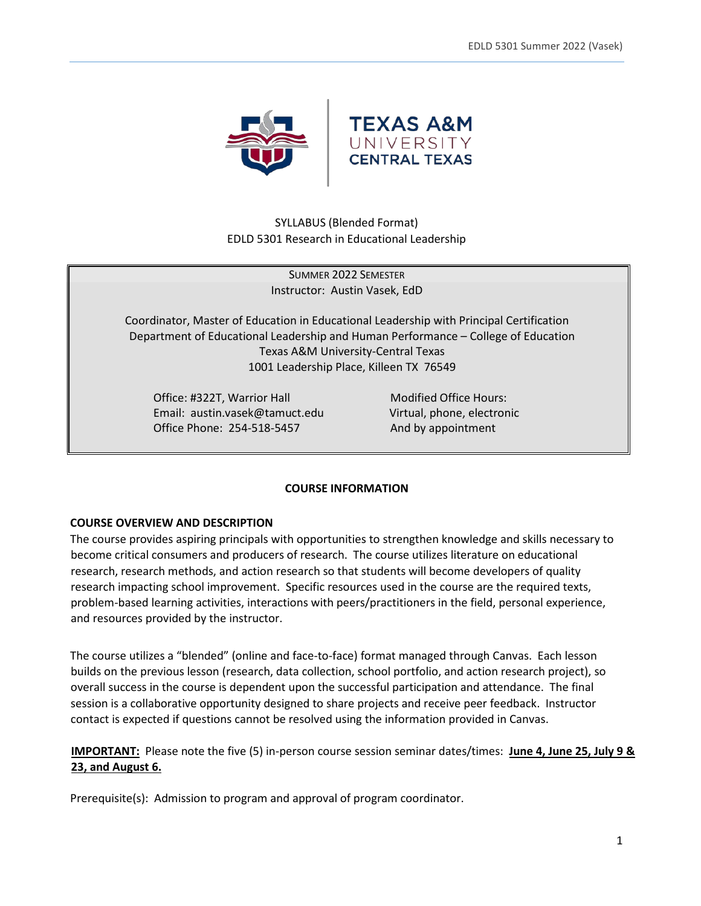SYLLABUS (Blended Format)
EDLD 5301 Research in Educational Leadership

SUMMER 2022 SEMESTER
Instructor: Austin Vasek, EdD

Coordinator, Master of Education in Educational Leadership with Principal Certification
Department of Educational Leadership and Human Performance – College of Education
Texas A&M University-Central Texas
1001 Leadership Place, Killeen TX 76549

Office: #322T, Warrior Hall
Email: austin.vasek@tamuct.edu
Office Phone: 254-518-5457

Modified Office Hours:
Virtual, phone, electronic
And by appointment

## COURSE INFORMATION

### COURSE OVERVIEW AND DESCRIPTION

The course provides aspiring principals with opportunities to strengthen knowledge and skills necessary to become critical consumers and producers of research. The course utilizes literature on educational research, research methods, and action research so that students will become developers of quality research impacting school improvement. Specific resources used in the course are the required texts, problem-based learning activities, interactions with peers/practitioners in the field, personal experience, and resources provided by the instructor.

The course utilizes a "blended" (online and face-to-face) format managed through Canvas. Each lesson builds on the previous lesson (research, data collection, school portfolio, and action research project), so overall success in the course is dependent upon the successful participation and attendance. The final session is a collaborative opportunity designed to share projects and receive peer feedback. Instructor contact is expected if questions cannot be resolved using the information provided in Canvas.

**IMPORTANT:** Please note the five (5) in-person course session seminar dates/times: **June 4, June 25, July 9 & 23, and August 6.**

Prerequisite(s): Admission to program and approval of program coordinator.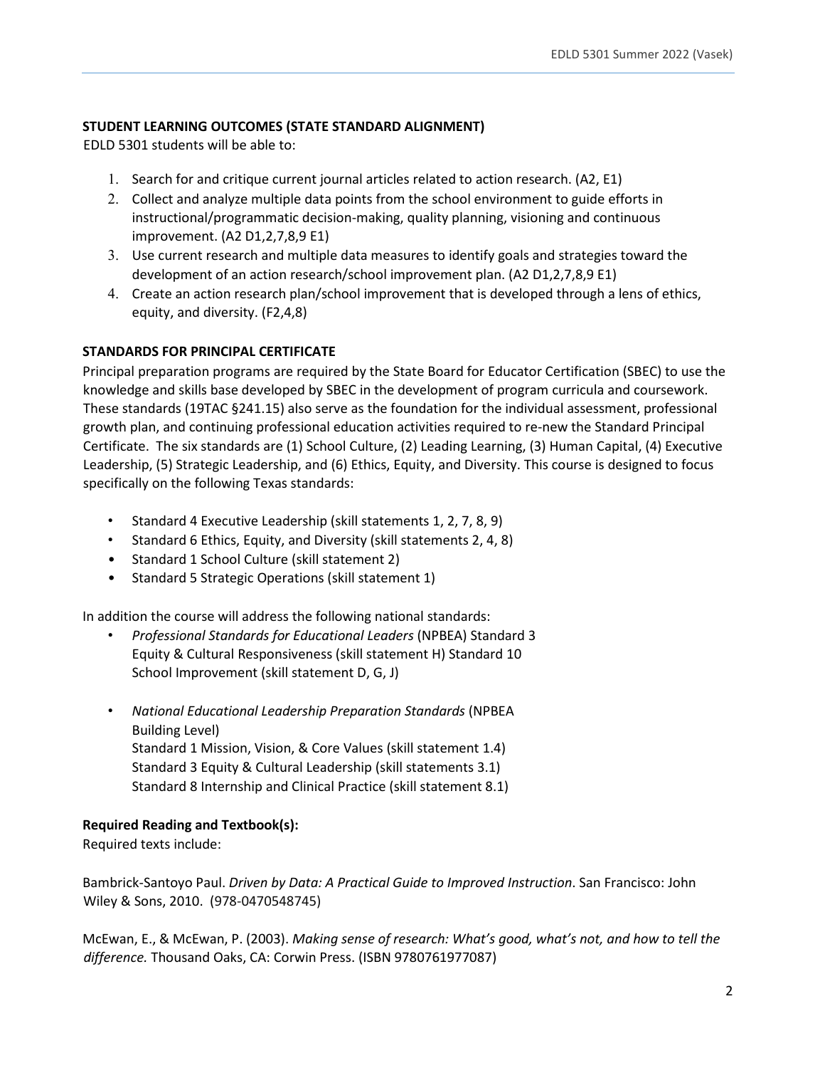**STUDENT LEARNING OUTCOMES (STATE STANDARD ALIGNMENT)**

EDLD 5301 students will be able to:

1. Search for and critique current journal articles related to action research. (A2, E1)
2. Collect and analyze multiple data points from the school environment to guide efforts in instructional/programmatic decision-making, quality planning, visioning and continuous improvement. (A2 D1,2,7,8,9 E1)
3. Use current research and multiple data measures to identify goals and strategies toward the development of an action research/school improvement plan. (A2 D1,2,7,8,9 E1)
4. Create an action research plan/school improvement that is developed through a lens of ethics, equity, and diversity. (F2,4,8)

**STANDARDS FOR PRINCIPAL CERTIFICATE**

Principal preparation programs are required by the State Board for Educator Certification (SBEC) to use the knowledge and skills base developed by SBEC in the development of program curricula and coursework. These standards (19TAC §241.15) also serve as the foundation for the individual assessment, professional growth plan, and continuing professional education activities required to re-new the Standard Principal Certificate. The six standards are (1) School Culture, (2) Leading Learning, (3) Human Capital, (4) Executive Leadership, (5) Strategic Leadership, and (6) Ethics, Equity, and Diversity. This course is designed to focus specifically on the following Texas standards:

- Standard 4 Executive Leadership (skill statements 1, 2, 7, 8, 9)
- Standard 6 Ethics, Equity, and Diversity (skill statements 2, 4, 8)
- Standard 1 School Culture (skill statement 2)
- Standard 5 Strategic Operations (skill statement 1)

In addition the course will address the following national standards:

- *Professional Standards for Educational Leaders* (NPBEA) Standard 3 Equity & Cultural Responsiveness (skill statement H) Standard 10 School Improvement (skill statement D, G, J)
- *National Educational Leadership Preparation Standards* (NPBEA Building Level)
  Standard 1 Mission, Vision, & Core Values (skill statement 1.4)
  Standard 3 Equity & Cultural Leadership (skill statements 3.1)
  Standard 8 Internship and Clinical Practice (skill statement 8.1)

**Required Reading and Textbook(s):**

Required texts include:

Bambrick-Santoyo Paul. *Driven by Data: A Practical Guide to Improved Instruction*. San Francisco: John Wiley & Sons, 2010. (978-0470548745)

McEwan, E., & McEwan, P. (2003). *Making sense of research: What's good, what's not, and how to tell the difference.* Thousand Oaks, CA: Corwin Press. (ISBN 9780761977087)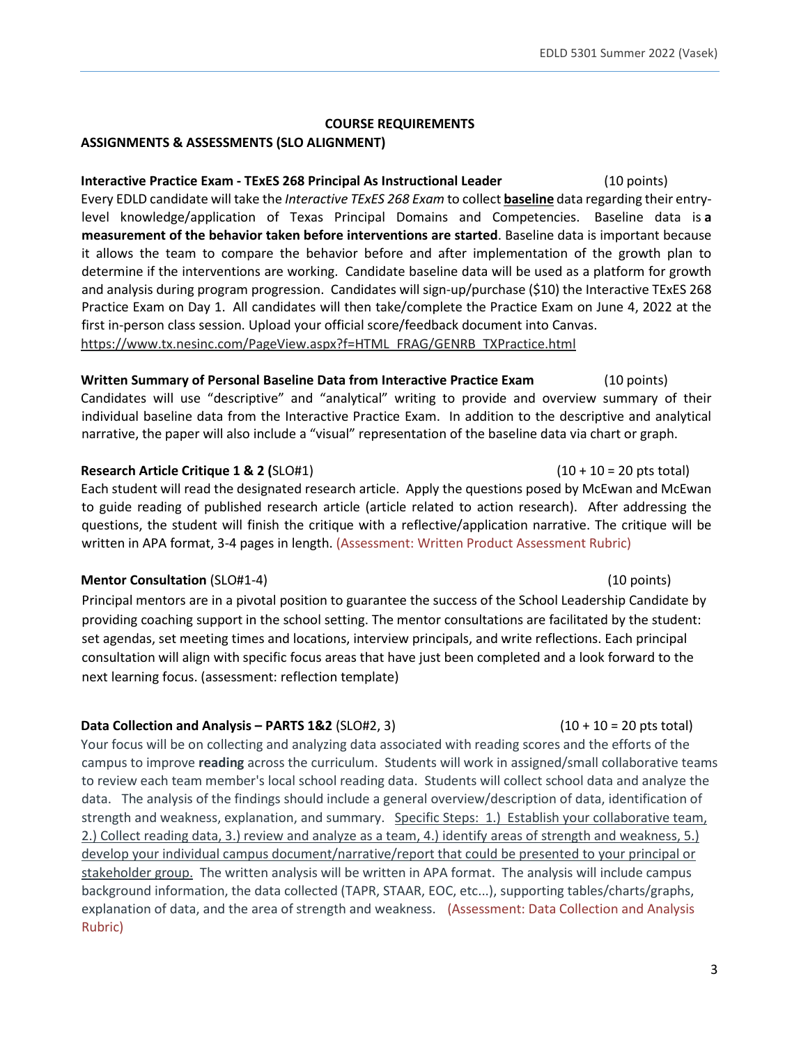**COURSE REQUIREMENTS**

**ASSIGNMENTS & ASSESSMENTS (SLO ALIGNMENT)**

**Interactive Practice Exam - TExES 268 Principal As Instructional Leader** (10 points)

Every EDLD candidate will take the *Interactive TExES 268 Exam* to collect **baseline** data regarding their entry-level knowledge/application of Texas Principal Domains and Competencies. Baseline data is **a measurement of the behavior taken before interventions are started**. Baseline data is important because it allows the team to compare the behavior before and after implementation of the growth plan to determine if the interventions are working. Candidate baseline data will be used as a platform for growth and analysis during program progression. Candidates will sign-up/purchase ($10) the Interactive TExES 268 Practice Exam on Day 1. All candidates will then take/complete the Practice Exam on June 4, 2022 at the first in-person class session. Upload your official score/feedback document into Canvas.
https://www.tx.nesinc.com/PageView.aspx?f=HTML_FRAG/GENRB_TXPractice.html

**Written Summary of Personal Baseline Data from Interactive Practice Exam** (10 points)

Candidates will use "descriptive" and "analytical" writing to provide and overview summary of their individual baseline data from the Interactive Practice Exam. In addition to the descriptive and analytical narrative, the paper will also include a "visual" representation of the baseline data via chart or graph.

**Research Article Critique 1 & 2 (**SLO#1) (10 + 10 = 20 pts total)

Each student will read the designated research article. Apply the questions posed by McEwan and McEwan to guide reading of published research article (article related to action research). After addressing the questions, the student will finish the critique with a reflective/application narrative. The critique will be written in APA format, 3-4 pages in length. (Assessment: Written Product Assessment Rubric)

**Mentor Consultation** (SLO#1-4) (10 points)

Principal mentors are in a pivotal position to guarantee the success of the School Leadership Candidate by providing coaching support in the school setting. The mentor consultations are facilitated by the student: set agendas, set meeting times and locations, interview principals, and write reflections. Each principal consultation will align with specific focus areas that have just been completed and a look forward to the next learning focus. (assessment: reflection template)

**Data Collection and Analysis – PARTS 1&2** (SLO#2, 3) (10 + 10 = 20 pts total)

Your focus will be on collecting and analyzing data associated with reading scores and the efforts of the campus to improve **reading** across the curriculum. Students will work in assigned/small collaborative teams to review each team member's local school reading data. Students will collect school data and analyze the data. The analysis of the findings should include a general overview/description of data, identification of strength and weakness, explanation, and summary. Specific Steps: 1.) Establish your collaborative team, 2.) Collect reading data, 3.) review and analyze as a team, 4.) identify areas of strength and weakness, 5.) develop your individual campus document/narrative/report that could be presented to your principal or stakeholder group. The written analysis will be written in APA format. The analysis will include campus background information, the data collected (TAPR, STAAR, EOC, etc...), supporting tables/charts/graphs, explanation of data, and the area of strength and weakness. (Assessment: Data Collection and Analysis Rubric)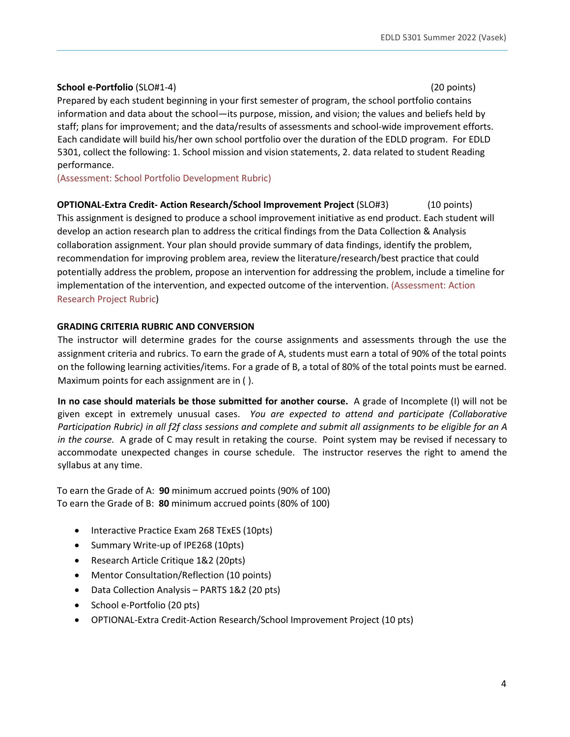**School e-Portfolio** (SLO#1-4) (20 points)

Prepared by each student beginning in your first semester of program, the school portfolio contains information and data about the school—its purpose, mission, and vision; the values and beliefs held by staff; plans for improvement; and the data/results of assessments and school-wide improvement efforts. Each candidate will build his/her own school portfolio over the duration of the EDLD program. For EDLD 5301, collect the following: 1. School mission and vision statements, 2. data related to student Reading performance.

(Assessment: School Portfolio Development Rubric)

**OPTIONAL-Extra Credit- Action Research/School Improvement Project** (SLO#3) (10 points)

This assignment is designed to produce a school improvement initiative as end product. Each student will develop an action research plan to address the critical findings from the Data Collection & Analysis collaboration assignment. Your plan should provide summary of data findings, identify the problem, recommendation for improving problem area, review the literature/research/best practice that could potentially address the problem, propose an intervention for addressing the problem, include a timeline for implementation of the intervention, and expected outcome of the intervention. (Assessment: Action Research Project Rubric)

**GRADING CRITERIA RUBRIC AND CONVERSION**

The instructor will determine grades for the course assignments and assessments through the use the assignment criteria and rubrics. To earn the grade of A, students must earn a total of 90% of the total points on the following learning activities/items. For a grade of B, a total of 80% of the total points must be earned. Maximum points for each assignment are in ( ).

**In no case should materials be those submitted for another course.** A grade of Incomplete (I) will not be given except in extremely unusual cases. *You are expected to attend and participate (Collaborative Participation Rubric) in all f2f class sessions and complete and submit all assignments to be eligible for an A in the course.* A grade of C may result in retaking the course. Point system may be revised if necessary to accommodate unexpected changes in course schedule. The instructor reserves the right to amend the syllabus at any time.

To earn the Grade of A: **90** minimum accrued points (90% of 100)
To earn the Grade of B: **80** minimum accrued points (80% of 100)

- Interactive Practice Exam 268 TExES (10pts)
- Summary Write-up of IPE268 (10pts)
- Research Article Critique 1&2 (20pts)
- Mentor Consultation/Reflection (10 points)
- Data Collection Analysis – PARTS 1&2 (20 pts)
- School e-Portfolio (20 pts)
- OPTIONAL-Extra Credit-Action Research/School Improvement Project (10 pts)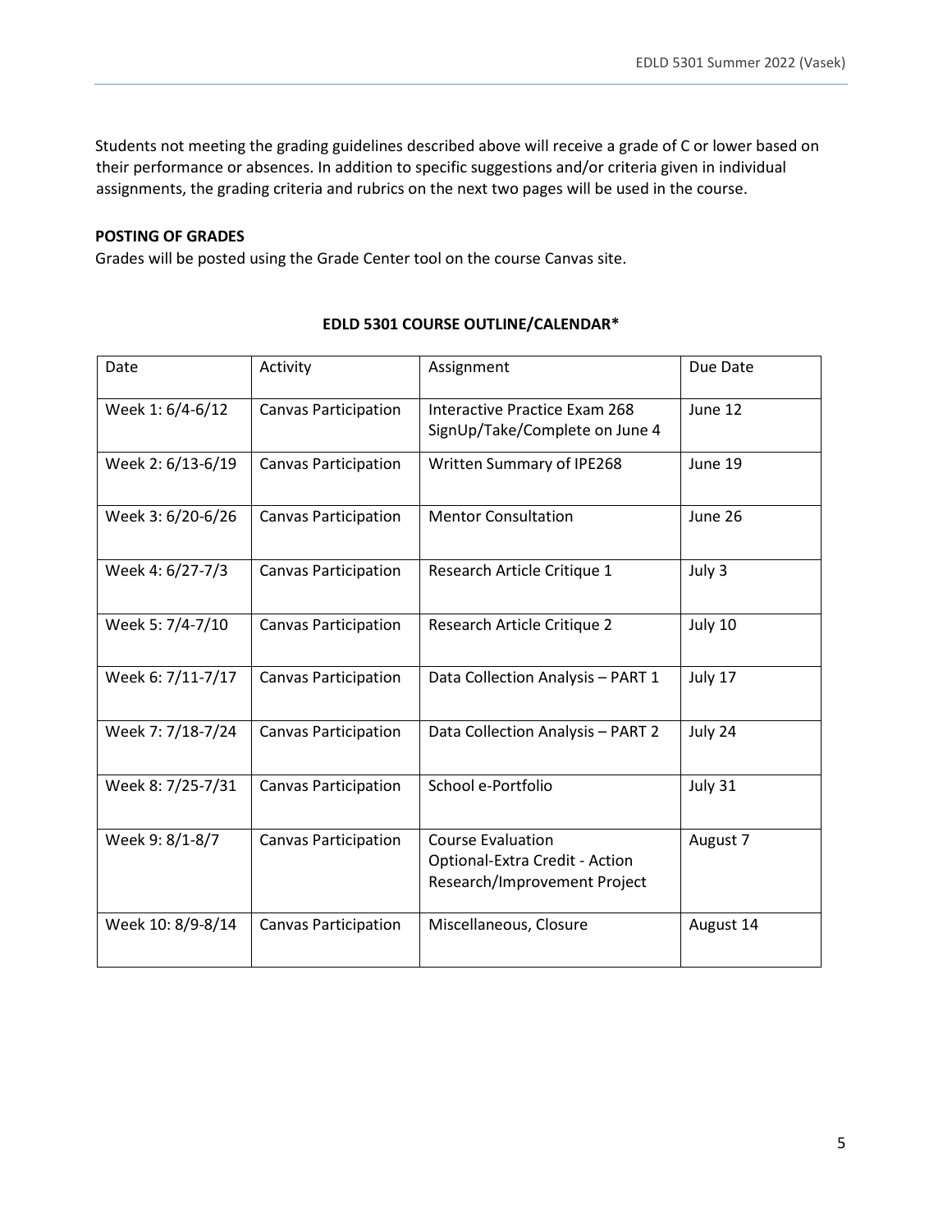Students not meeting the grading guidelines described above will receive a grade of C or lower based on their performance or absences. In addition to specific suggestions and/or criteria given in individual assignments, the grading criteria and rubrics on the next two pages will be used in the course.

**POSTING OF GRADES**

Grades will be posted using the Grade Center tool on the course Canvas site.

**EDLD 5301 COURSE OUTLINE/CALENDAR***

| Date | Activity | Assignment | Due Date |
|---|---|---|---|
| Week 1: 6/4-6/12 | Canvas Participation | Interactive Practice Exam 268 SignUp/Take/Complete on June 4 | June 12 |
| Week 2: 6/13-6/19 | Canvas Participation | Written Summary of IPE268 | June 19 |
| Week 3: 6/20-6/26 | Canvas Participation | Mentor Consultation | June 26 |
| Week 4: 6/27-7/3 | Canvas Participation | Research Article Critique 1 | July 3 |
| Week 5: 7/4-7/10 | Canvas Participation | Research Article Critique 2 | July 10 |
| Week 6: 7/11-7/17 | Canvas Participation | Data Collection Analysis – PART 1 | July 17 |
| Week 7: 7/18-7/24 | Canvas Participation | Data Collection Analysis – PART 2 | July 24 |
| Week 8: 7/25-7/31 | Canvas Participation | School e-Portfolio | July 31 |
| Week 9: 8/1-8/7 | Canvas Participation | Course Evaluation<br>Optional-Extra Credit - Action Research/Improvement Project | August 7 |
| Week 10: 8/9-8/14 | Canvas Participation | Miscellaneous, Closure | August 14 |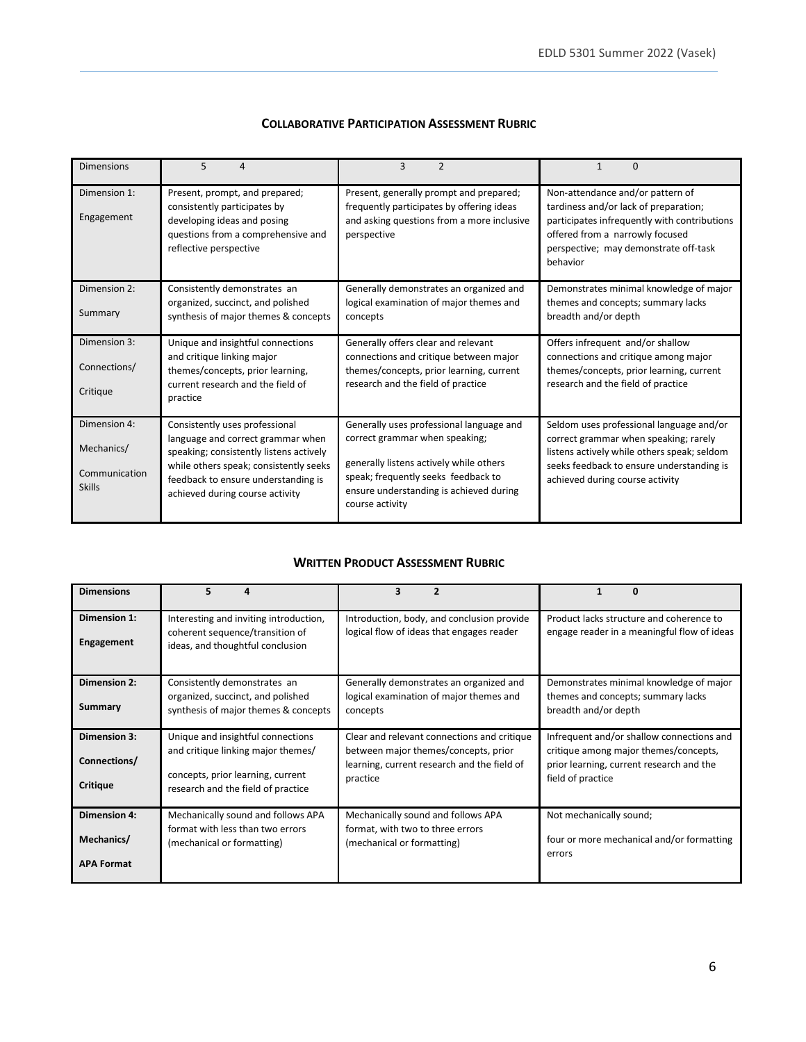**COLLABORATIVE PARTICIPATION ASSESSMENT RUBRIC**

| Dimensions | 5 4 | 3 2 | 1 0 |
|---|---|---|---|
| Dimension 1: Engagement | Present, prompt, and prepared; consistently participates by developing ideas and posing questions from a comprehensive and reflective perspective | Present, generally prompt and prepared; frequently participates by offering ideas and asking questions from a more inclusive perspective | Non-attendance and/or pattern of tardiness and/or lack of preparation; participates infrequently with contributions offered from a narrowly focused perspective; may demonstrate off-task behavior |
| Dimension 2: Summary | Consistently demonstrates an organized, succinct, and polished synthesis of major themes & concepts | Generally demonstrates an organized and logical examination of major themes and concepts | Demonstrates minimal knowledge of major themes and concepts; summary lacks breadth and/or depth |
| Dimension 3: Connections/ Critique | Unique and insightful connections and critique linking major themes/concepts, prior learning, current research and the field of practice | Generally offers clear and relevant connections and critique between major themes/concepts, prior learning, current research and the field of practice | Offers infrequent and/or shallow connections and critique among major themes/concepts, prior learning, current research and the field of practice |
| Dimension 4: Mechanics/ Communication Skills | Consistently uses professional language and correct grammar when speaking; consistently listens actively while others speak; consistently seeks feedback to ensure understanding is achieved during course activity | Generally uses professional language and correct grammar when speaking; generally listens actively while others speak; frequently seeks feedback to ensure understanding is achieved during course activity | Seldom uses professional language and/or correct grammar when speaking; rarely listens actively while others speak; seldom seeks feedback to ensure understanding is achieved during course activity |

**WRITTEN PRODUCT ASSESSMENT RUBRIC**

| **Dimensions** | **5 4** | **3 2** | **1 0** |
|---|---|---|---|
| **Dimension 1: Engagement** | Interesting and inviting introduction, coherent sequence/transition of ideas, and thoughtful conclusion | Introduction, body, and conclusion provide logical flow of ideas that engages reader | Product lacks structure and coherence to engage reader in a meaningful flow of ideas |
| **Dimension 2: Summary** | Consistently demonstrates an organized, succinct, and polished synthesis of major themes & concepts | Generally demonstrates an organized and logical examination of major themes and concepts | Demonstrates minimal knowledge of major themes and concepts; summary lacks breadth and/or depth |
| **Dimension 3: Connections/ Critique** | Unique and insightful connections and critique linking major themes/ concepts, prior learning, current research and the field of practice | Clear and relevant connections and critique between major themes/concepts, prior learning, current research and the field of practice | Infrequent and/or shallow connections and critique among major themes/concepts, prior learning, current research and the field of practice |
| **Dimension 4: Mechanics/ APA Format** | Mechanically sound and follows APA format with less than two errors (mechanical or formatting) | Mechanically sound and follows APA format, with two to three errors (mechanical or formatting) | Not mechanically sound; four or more mechanical and/or formatting errors |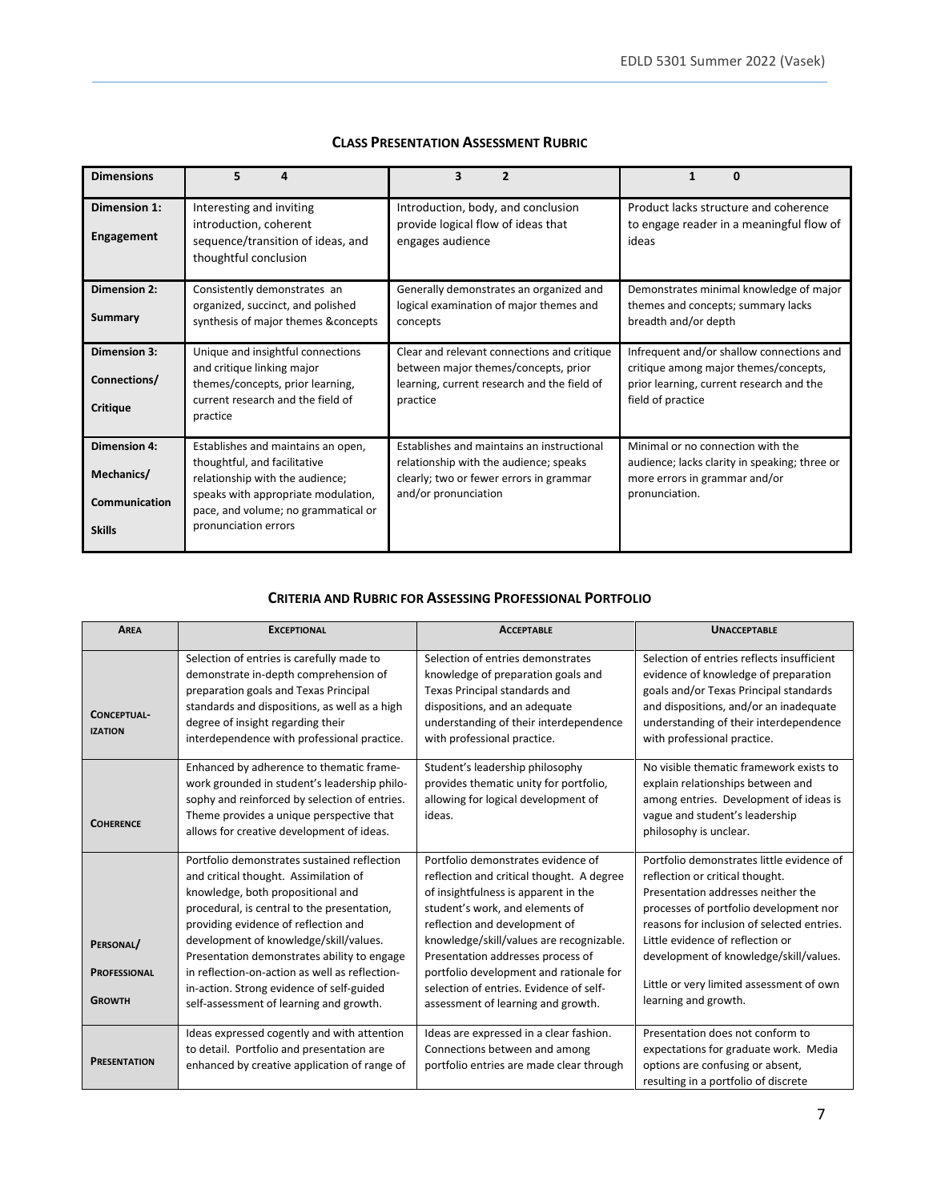## Class Presentation Assessment Rubric

| Dimensions | 5 4 | 3 2 | 1 0 |
|---|---|---|---|
| **Dimension 1: Engagement** | Interesting and inviting introduction, coherent sequence/transition of ideas, and thoughtful conclusion | Introduction, body, and conclusion provide logical flow of ideas that engages audience | Product lacks structure and coherence to engage reader in a meaningful flow of ideas |
| **Dimension 2: Summary** | Consistently demonstrates an organized, succinct, and polished synthesis of major themes &concepts | Generally demonstrates an organized and logical examination of major themes and concepts | Demonstrates minimal knowledge of major themes and concepts; summary lacks breadth and/or depth |
| **Dimension 3: Connections/ Critique** | Unique and insightful connections and critique linking major themes/concepts, prior learning, current research and the field of practice | Clear and relevant connections and critique between major themes/concepts, prior learning, current research and the field of practice | Infrequent and/or shallow connections and critique among major themes/concepts, prior learning, current research and the field of practice |
| **Dimension 4: Mechanics/ Communication Skills** | Establishes and maintains an open, thoughtful, and facilitative relationship with the audience; speaks with appropriate modulation, pace, and volume; no grammatical or pronunciation errors | Establishes and maintains an instructional relationship with the audience; speaks clearly; two or fewer errors in grammar and/or pronunciation | Minimal or no connection with the audience; lacks clarity in speaking; three or more errors in grammar and/or pronunciation. |

## Criteria and Rubric for Assessing Professional Portfolio

| Area | Exceptional | Acceptable | Unacceptable |
|---|---|---|---|
| **Conceptual-ization** | Selection of entries is carefully made to demonstrate in-depth comprehension of preparation goals and Texas Principal standards and dispositions, as well as a high degree of insight regarding their interdependence with professional practice. | Selection of entries demonstrates knowledge of preparation goals and Texas Principal standards and dispositions, and an adequate understanding of their interdependence with professional practice. | Selection of entries reflects insufficient evidence of knowledge of preparation goals and/or Texas Principal standards and dispositions, and/or an inadequate understanding of their interdependence with professional practice. |
| **Coherence** | Enhanced by adherence to thematic frame-work grounded in student's leadership philo-sophy and reinforced by selection of entries. Theme provides a unique perspective that allows for creative development of ideas. | Student's leadership philosophy provides thematic unity for portfolio, allowing for logical development of ideas. | No visible thematic framework exists to explain relationships between and among entries. Development of ideas is vague and student's leadership philosophy is unclear. |
| **Personal/ Professional Growth** | Portfolio demonstrates sustained reflection and critical thought. Assimilation of knowledge, both propositional and procedural, is central to the presentation, providing evidence of reflection and development of knowledge/skill/values. Presentation demonstrates ability to engage in reflection-on-action as well as reflection-in-action. Strong evidence of self-guided self-assessment of learning and growth. | Portfolio demonstrates evidence of reflection and critical thought. A degree of insightfulness is apparent in the student's work, and elements of reflection and development of knowledge/skill/values are recognizable. Presentation addresses process of portfolio development and rationale for selection of entries. Evidence of self-assessment of learning and growth. | Portfolio demonstrates little evidence of reflection or critical thought. Presentation addresses neither the processes of portfolio development nor reasons for inclusion of selected entries. Little evidence of reflection or development of knowledge/skill/values. Little or very limited assessment of own learning and growth. |
| **Presentation** | Ideas expressed cogently and with attention to detail. Portfolio and presentation are enhanced by creative application of range of | Ideas are expressed in a clear fashion. Connections between and among portfolio entries are made clear through | Presentation does not conform to expectations for graduate work. Media options are confusing or absent, resulting in a portfolio of discrete |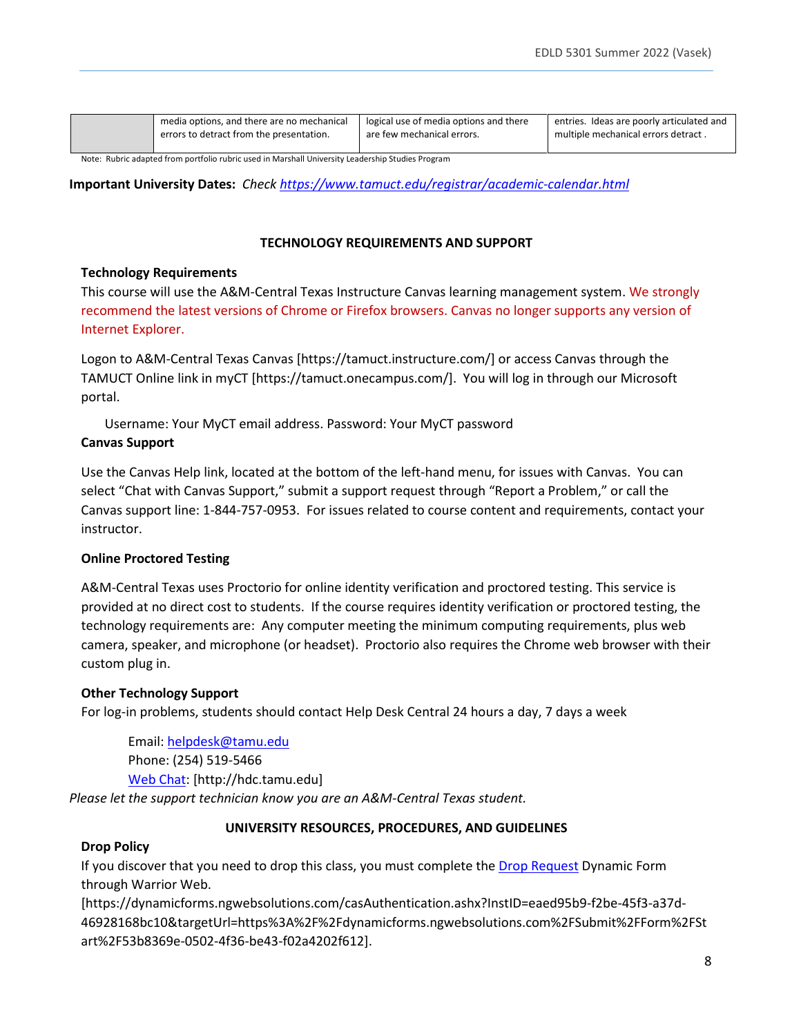| | media options, and there are no mechanical errors to detract from the presentation. | logical use of media options and there are few mechanical errors. | entries. Ideas are poorly articulated and multiple mechanical errors detract . |
|---|---|---|---|

Note: Rubric adapted from portfolio rubric used in Marshall University Leadership Studies Program

**Important University Dates:** *Check https://www.tamuct.edu/registrar/academic-calendar.html*

## TECHNOLOGY REQUIREMENTS AND SUPPORT

### Technology Requirements

This course will use the A&M-Central Texas Instructure Canvas learning management system. We strongly recommend the latest versions of Chrome or Firefox browsers. Canvas no longer supports any version of Internet Explorer.

Logon to A&M-Central Texas Canvas [https://tamuct.instructure.com/] or access Canvas through the TAMUCT Online link in myCT [https://tamuct.onecampus.com/]. You will log in through our Microsoft portal.

Username: Your MyCT email address. Password: Your MyCT password

### Canvas Support

Use the Canvas Help link, located at the bottom of the left-hand menu, for issues with Canvas. You can select "Chat with Canvas Support," submit a support request through "Report a Problem," or call the Canvas support line: 1-844-757-0953. For issues related to course content and requirements, contact your instructor.

### Online Proctored Testing

A&M-Central Texas uses Proctorio for online identity verification and proctored testing. This service is provided at no direct cost to students. If the course requires identity verification or proctored testing, the technology requirements are: Any computer meeting the minimum computing requirements, plus web camera, speaker, and microphone (or headset). Proctorio also requires the Chrome web browser with their custom plug in.

### Other Technology Support

For log-in problems, students should contact Help Desk Central 24 hours a day, 7 days a week

Email: helpdesk@tamu.edu
Phone: (254) 519-5466
Web Chat: [http://hdc.tamu.edu]

*Please let the support technician know you are an A&M-Central Texas student.*

## UNIVERSITY RESOURCES, PROCEDURES, AND GUIDELINES

### Drop Policy

If you discover that you need to drop this class, you must complete the Drop Request Dynamic Form through Warrior Web.
[https://dynamicforms.ngwebsolutions.com/casAuthentication.ashx?InstID=eaed95b9-f2be-45f3-a37d-46928168bc10&targetUrl=https%3A%2F%2Fdynamicforms.ngwebsolutions.com%2FSubmit%2FForm%2FStart%2F53b8369e-0502-4f36-be43-f02a4202f612].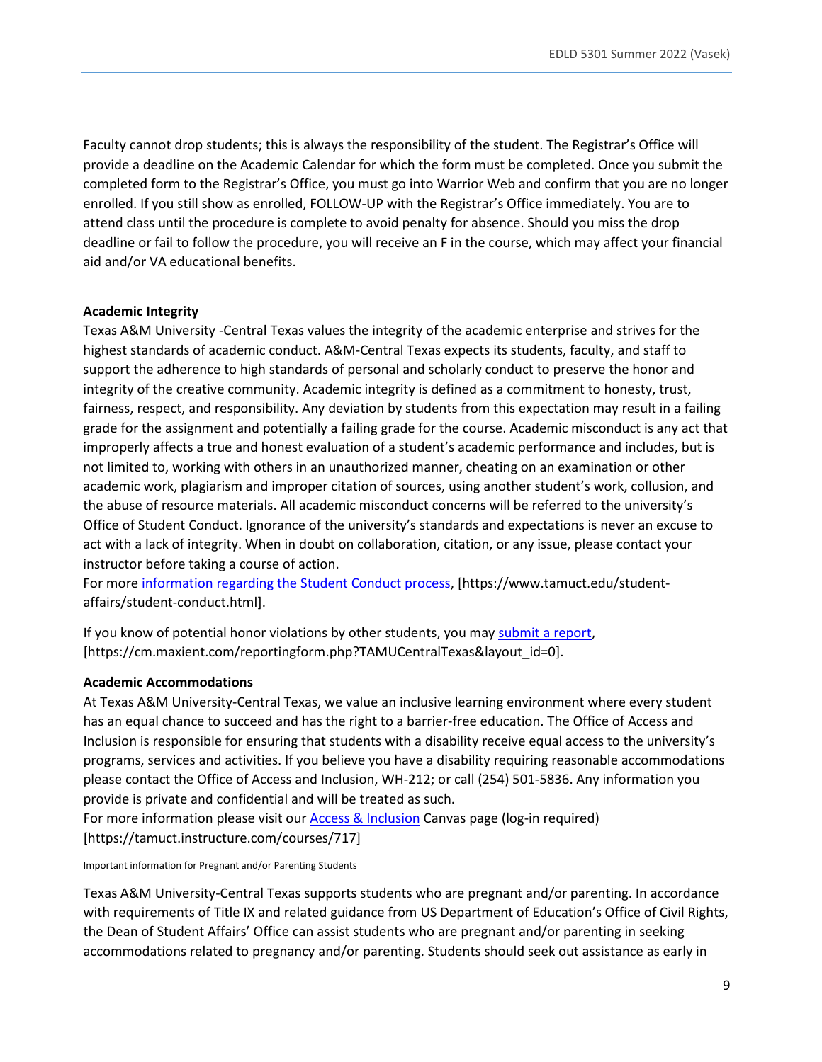Faculty cannot drop students; this is always the responsibility of the student. The Registrar's Office will provide a deadline on the Academic Calendar for which the form must be completed. Once you submit the completed form to the Registrar's Office, you must go into Warrior Web and confirm that you are no longer enrolled. If you still show as enrolled, FOLLOW-UP with the Registrar's Office immediately. You are to attend class until the procedure is complete to avoid penalty for absence. Should you miss the drop deadline or fail to follow the procedure, you will receive an F in the course, which may affect your financial aid and/or VA educational benefits.

**Academic Integrity**

Texas A&M University -Central Texas values the integrity of the academic enterprise and strives for the highest standards of academic conduct. A&M-Central Texas expects its students, faculty, and staff to support the adherence to high standards of personal and scholarly conduct to preserve the honor and integrity of the creative community. Academic integrity is defined as a commitment to honesty, trust, fairness, respect, and responsibility. Any deviation by students from this expectation may result in a failing grade for the assignment and potentially a failing grade for the course. Academic misconduct is any act that improperly affects a true and honest evaluation of a student's academic performance and includes, but is not limited to, working with others in an unauthorized manner, cheating on an examination or other academic work, plagiarism and improper citation of sources, using another student's work, collusion, and the abuse of resource materials. All academic misconduct concerns will be referred to the university's Office of Student Conduct. Ignorance of the university's standards and expectations is never an excuse to act with a lack of integrity. When in doubt on collaboration, citation, or any issue, please contact your instructor before taking a course of action.
For more information regarding the Student Conduct process, [https://www.tamuct.edu/student-affairs/student-conduct.html].

If you know of potential honor violations by other students, you may submit a report, [https://cm.maxient.com/reportingform.php?TAMUCentralTexas&layout_id=0].

**Academic Accommodations**

At Texas A&M University-Central Texas, we value an inclusive learning environment where every student has an equal chance to succeed and has the right to a barrier-free education. The Office of Access and Inclusion is responsible for ensuring that students with a disability receive equal access to the university's programs, services and activities. If you believe you have a disability requiring reasonable accommodations please contact the Office of Access and Inclusion, WH-212; or call (254) 501-5836. Any information you provide is private and confidential and will be treated as such.
For more information please visit our Access & Inclusion Canvas page (log-in required) [https://tamuct.instructure.com/courses/717]

Important information for Pregnant and/or Parenting Students

Texas A&M University-Central Texas supports students who are pregnant and/or parenting. In accordance with requirements of Title IX and related guidance from US Department of Education's Office of Civil Rights, the Dean of Student Affairs' Office can assist students who are pregnant and/or parenting in seeking accommodations related to pregnancy and/or parenting. Students should seek out assistance as early in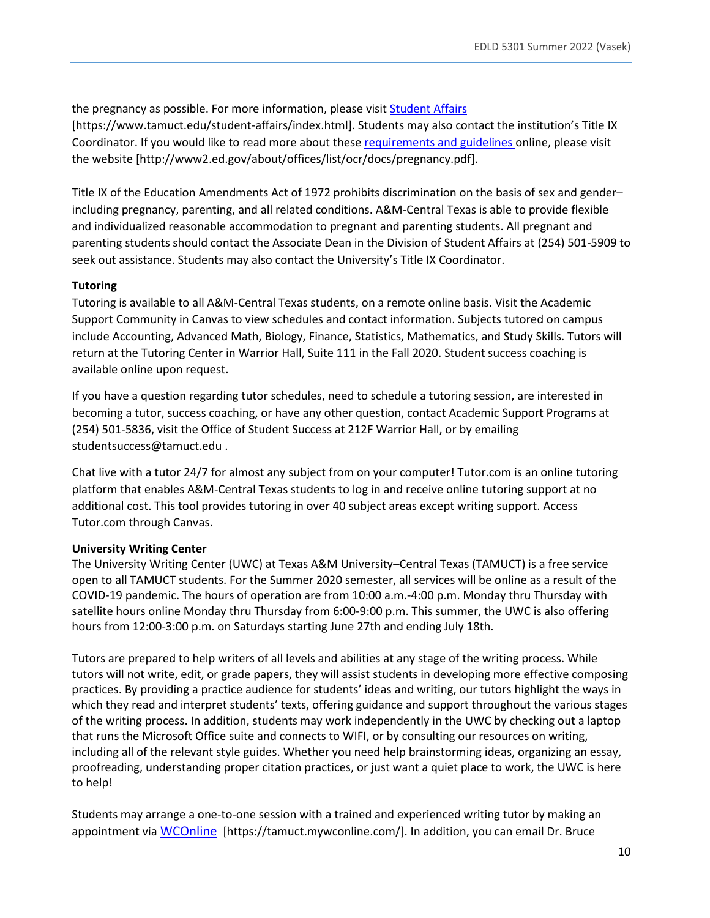the pregnancy as possible. For more information, please visit Student Affairs [https://www.tamuct.edu/student-affairs/index.html]. Students may also contact the institution's Title IX Coordinator. If you would like to read more about these requirements and guidelines online, please visit the website [http://www2.ed.gov/about/offices/list/ocr/docs/pregnancy.pdf].

Title IX of the Education Amendments Act of 1972 prohibits discrimination on the basis of sex and gender–including pregnancy, parenting, and all related conditions. A&M-Central Texas is able to provide flexible and individualized reasonable accommodation to pregnant and parenting students. All pregnant and parenting students should contact the Associate Dean in the Division of Student Affairs at (254) 501-5909 to seek out assistance. Students may also contact the University's Title IX Coordinator.

**Tutoring**

Tutoring is available to all A&M-Central Texas students, on a remote online basis. Visit the Academic Support Community in Canvas to view schedules and contact information. Subjects tutored on campus include Accounting, Advanced Math, Biology, Finance, Statistics, Mathematics, and Study Skills. Tutors will return at the Tutoring Center in Warrior Hall, Suite 111 in the Fall 2020. Student success coaching is available online upon request.

If you have a question regarding tutor schedules, need to schedule a tutoring session, are interested in becoming a tutor, success coaching, or have any other question, contact Academic Support Programs at (254) 501-5836, visit the Office of Student Success at 212F Warrior Hall, or by emailing studentsuccess@tamuct.edu .

Chat live with a tutor 24/7 for almost any subject from on your computer! Tutor.com is an online tutoring platform that enables A&M-Central Texas students to log in and receive online tutoring support at no additional cost. This tool provides tutoring in over 40 subject areas except writing support. Access Tutor.com through Canvas.

**University Writing Center**

The University Writing Center (UWC) at Texas A&M University–Central Texas (TAMUCT) is a free service open to all TAMUCT students. For the Summer 2020 semester, all services will be online as a result of the COVID-19 pandemic. The hours of operation are from 10:00 a.m.-4:00 p.m. Monday thru Thursday with satellite hours online Monday thru Thursday from 6:00-9:00 p.m. This summer, the UWC is also offering hours from 12:00-3:00 p.m. on Saturdays starting June 27th and ending July 18th.

Tutors are prepared to help writers of all levels and abilities at any stage of the writing process. While tutors will not write, edit, or grade papers, they will assist students in developing more effective composing practices. By providing a practice audience for students' ideas and writing, our tutors highlight the ways in which they read and interpret students' texts, offering guidance and support throughout the various stages of the writing process. In addition, students may work independently in the UWC by checking out a laptop that runs the Microsoft Office suite and connects to WIFI, or by consulting our resources on writing, including all of the relevant style guides. Whether you need help brainstorming ideas, organizing an essay, proofreading, understanding proper citation practices, or just want a quiet place to work, the UWC is here to help!

Students may arrange a one-to-one session with a trained and experienced writing tutor by making an appointment via WCOnline [https://tamuct.mywconline.com/]. In addition, you can email Dr. Bruce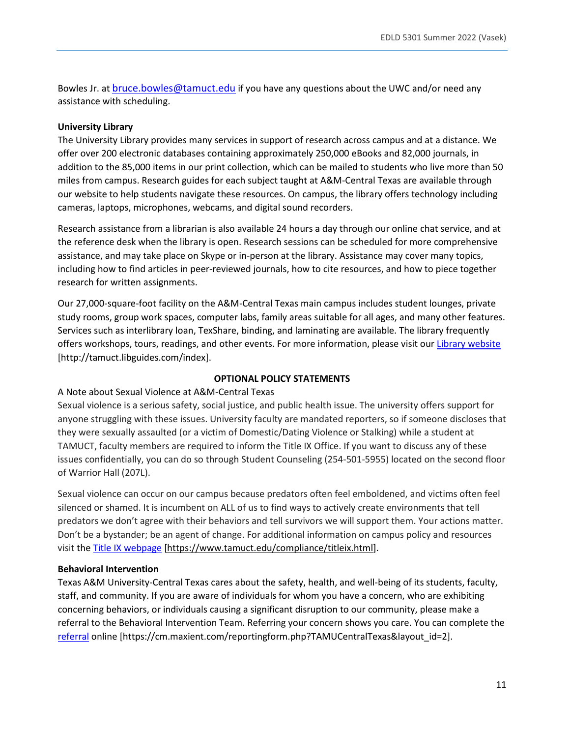Bowles Jr. at [bruce.bowles@tamuct.edu](mailto:bruce.bowles@tamuct.edu) if you have any questions about the UWC and/or need any assistance with scheduling.

**University Library**

The University Library provides many services in support of research across campus and at a distance. We offer over 200 electronic databases containing approximately 250,000 eBooks and 82,000 journals, in addition to the 85,000 items in our print collection, which can be mailed to students who live more than 50 miles from campus. Research guides for each subject taught at A&M-Central Texas are available through our website to help students navigate these resources. On campus, the library offers technology including cameras, laptops, microphones, webcams, and digital sound recorders.

Research assistance from a librarian is also available 24 hours a day through our online chat service, and at the reference desk when the library is open. Research sessions can be scheduled for more comprehensive assistance, and may take place on Skype or in-person at the library. Assistance may cover many topics, including how to find articles in peer-reviewed journals, how to cite resources, and how to piece together research for written assignments.

Our 27,000-square-foot facility on the A&M-Central Texas main campus includes student lounges, private study rooms, group work spaces, computer labs, family areas suitable for all ages, and many other features. Services such as interlibrary loan, TexShare, binding, and laminating are available. The library frequently offers workshops, tours, readings, and other events. For more information, please visit our [Library website](http://tamuct.libguides.com/index) [http://tamuct.libguides.com/index].

## OPTIONAL POLICY STATEMENTS

A Note about Sexual Violence at A&M-Central Texas

Sexual violence is a serious safety, social justice, and public health issue. The university offers support for anyone struggling with these issues. University faculty are mandated reporters, so if someone discloses that they were sexually assaulted (or a victim of Domestic/Dating Violence or Stalking) while a student at TAMUCT, faculty members are required to inform the Title IX Office. If you want to discuss any of these issues confidentially, you can do so through Student Counseling (254-501-5955) located on the second floor of Warrior Hall (207L).

Sexual violence can occur on our campus because predators often feel emboldened, and victims often feel silenced or shamed. It is incumbent on ALL of us to find ways to actively create environments that tell predators we don't agree with their behaviors and tell survivors we will support them. Your actions matter. Don't be a bystander; be an agent of change. For additional information on campus policy and resources visit the [Title IX webpage](https://www.tamuct.edu/compliance/titleix.html) [https://www.tamuct.edu/compliance/titleix.html].

**Behavioral Intervention**

Texas A&M University-Central Texas cares about the safety, health, and well-being of its students, faculty, staff, and community. If you are aware of individuals for whom you have a concern, who are exhibiting concerning behaviors, or individuals causing a significant disruption to our community, please make a referral to the Behavioral Intervention Team. Referring your concern shows you care. You can complete the [referral](https://cm.maxient.com/reportingform.php?TAMUCentralTexas&layout_id=2) online [https://cm.maxient.com/reportingform.php?TAMUCentralTexas&layout_id=2].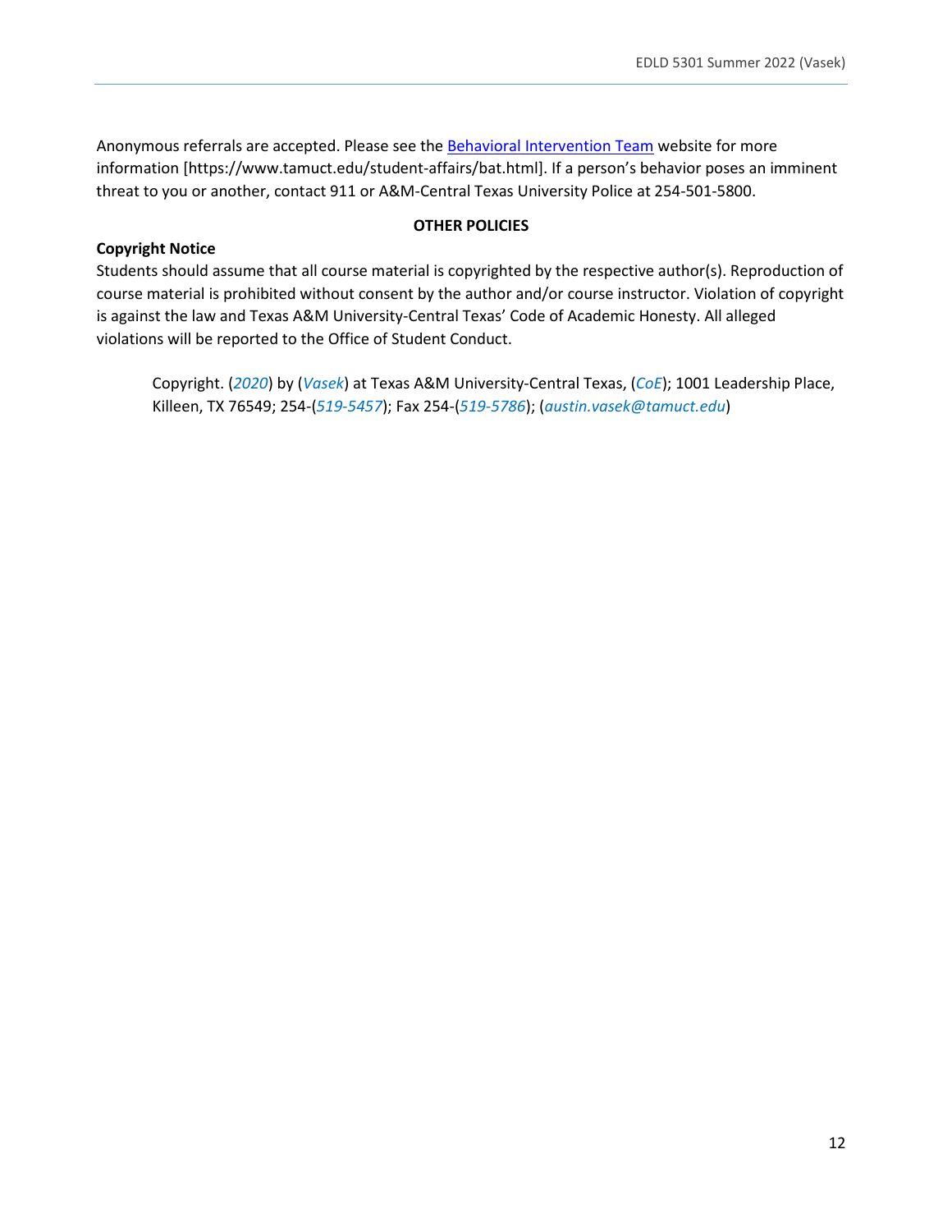Anonymous referrals are accepted. Please see the [Behavioral Intervention Team](https://www.tamuct.edu/student-affairs/bat.html) website for more information [https://www.tamuct.edu/student-affairs/bat.html]. If a person's behavior poses an imminent threat to you or another, contact 911 or A&M-Central Texas University Police at 254-501-5800.

## OTHER POLICIES

**Copyright Notice**

Students should assume that all course material is copyrighted by the respective author(s). Reproduction of course material is prohibited without consent by the author and/or course instructor. Violation of copyright is against the law and Texas A&M University-Central Texas' Code of Academic Honesty. All alleged violations will be reported to the Office of Student Conduct.

> Copyright. (*2020*) by (*Vasek*) at Texas A&M University-Central Texas, (*CoE*); 1001 Leadership Place, Killeen, TX 76549; 254-(*519-5457*); Fax 254-(*519-5786*); (*austin.vasek@tamuct.edu*)